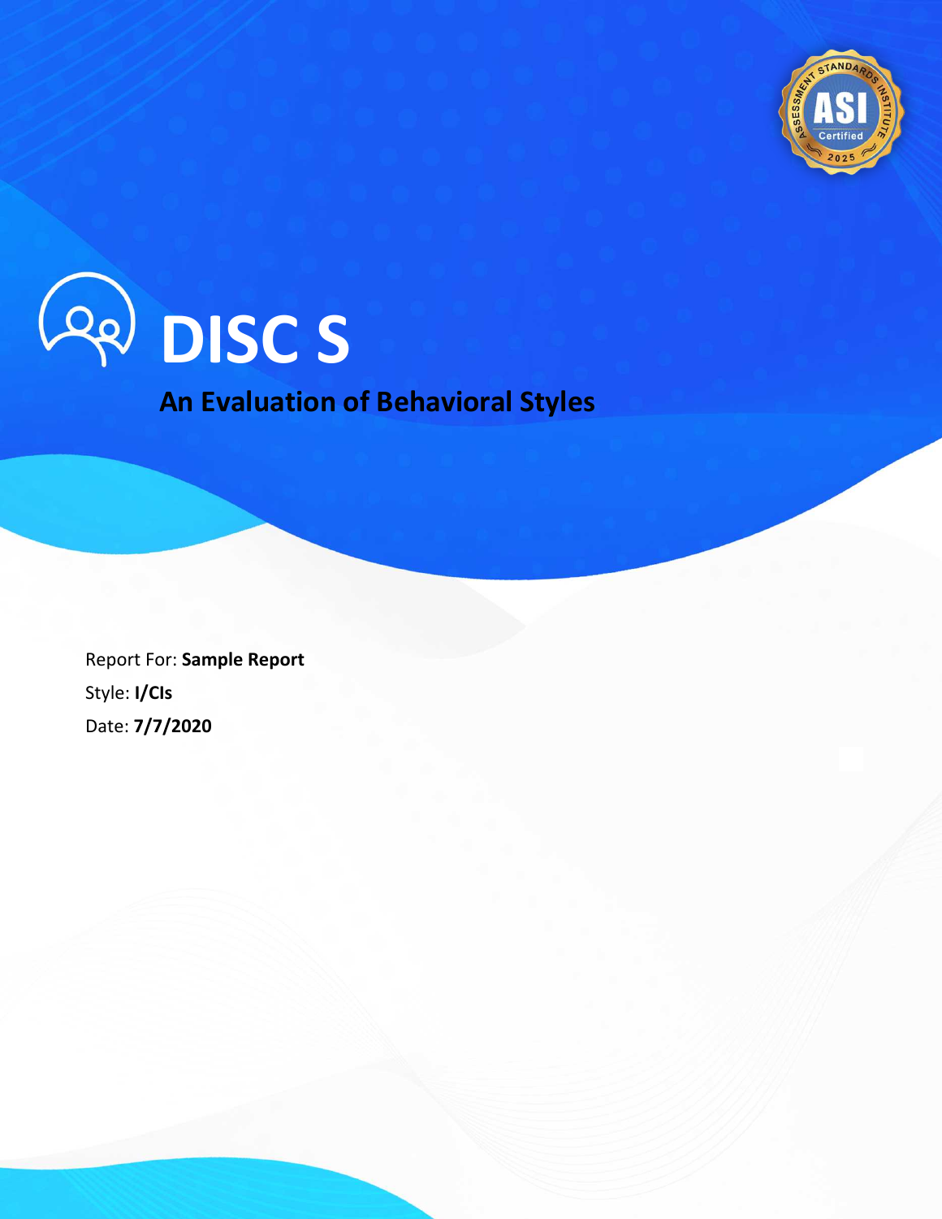# DISC S

## An Evaluation of Behavioral Styles

Report For: **Sample Report**

Style: **I/CIs**

Date: **7/7/2020**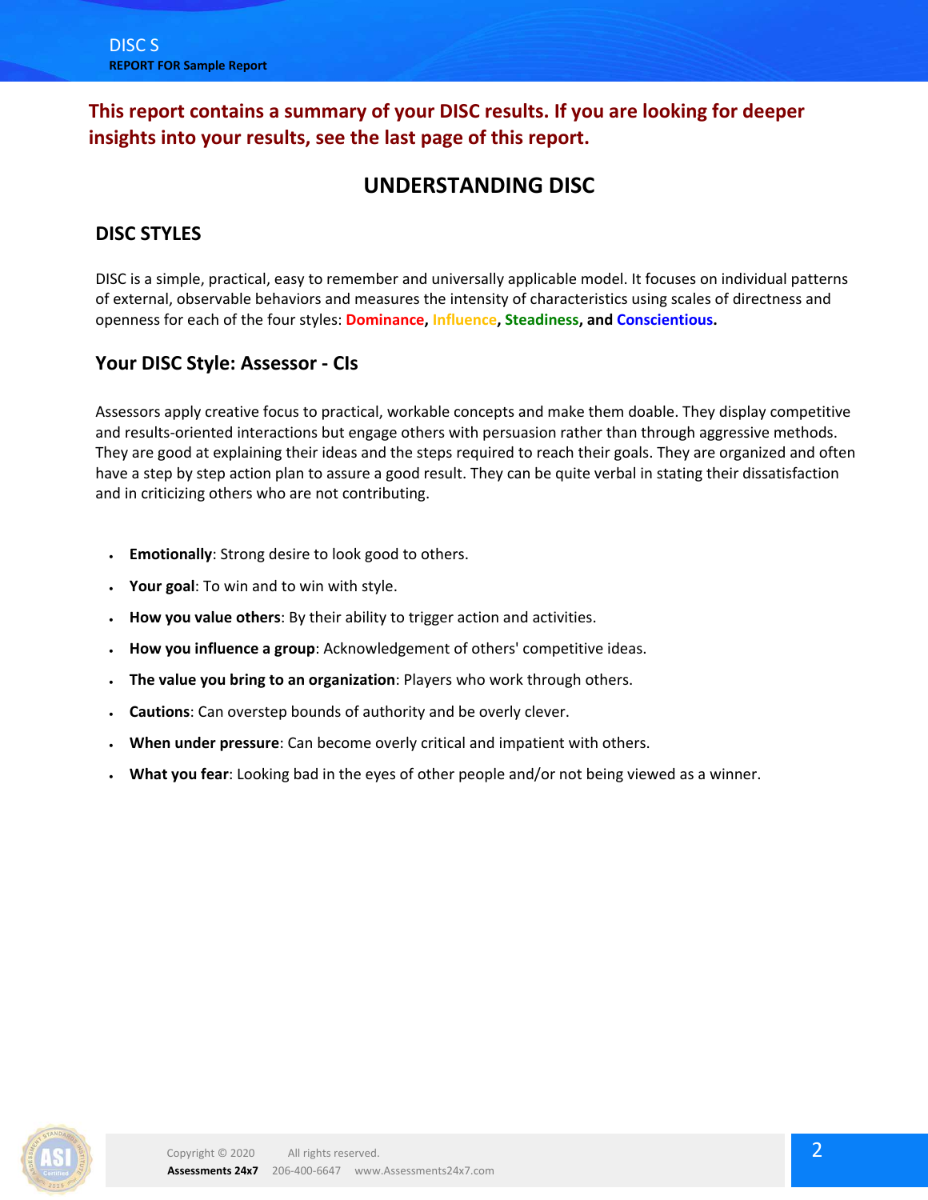**This report contains a summary of your DISC results. If you are looking for deeper insights into your results, see the last page of this report.**

# UNDERSTANDING DISC

## DISC STYLES

DISC is a simple, practical, easy to remember and universally applicable model. It focuses on individual patterns of external, observable behaviors and measures the intensity of characteristics using scales of directness and openness for each of the four styles: **Dominance**, **Influence**, **Steadiness**, **and Conscientious.**

## Your DISC Style: Assessor - CIs

Assessors apply creative focus to practical, workable concepts and make them doable. They display competitive and results-oriented interactions but engage others with persuasion rather than through aggressive methods. They are good at explaining their ideas and the steps required to reach their goals. They are organized and often have a step by step action plan to assure a good result. They can be quite verbal in stating their dissatisfaction and in criticizing others who are not contributing.

- **Emotionally**: Strong desire to look good to others.
- **Your goal**: To win and to win with style.
- **How you value others**: By their ability to trigger action and activities.
- **How you influence a group**: Acknowledgement of others' competitive ideas.
- **The value you bring to an organization**: Players who work through others.
- **Cautions**: Can overstep bounds of authority and be overly clever.
- **When under pressure**: Can become overly critical and impatient with others.
- **What you fear**: Looking bad in the eyes of other people and/or not being viewed as a winner.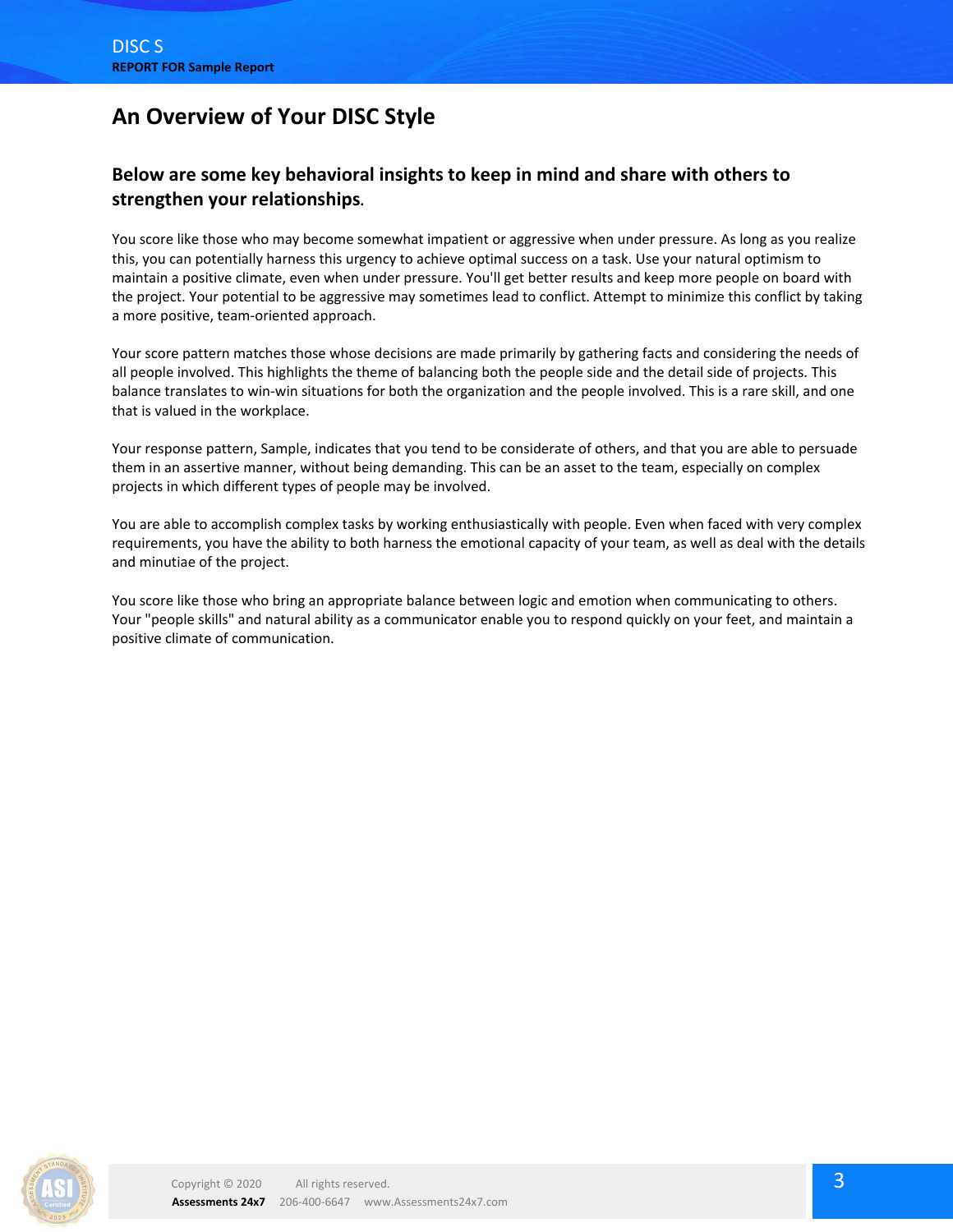## An Overview of Your DISC Style

### Below are some key behavioral insights to keep in mind and share with others to strengthen your relationships.

You score like those who may become somewhat impatient or aggressive when under pressure. As long as you realize this, you can potentially harness this urgency to achieve optimal success on a task. Use your natural optimism to maintain a positive climate, even when under pressure. You'll get better results and keep more people on board with the project. Your potential to be aggressive may sometimes lead to conflict. Attempt to minimize this conflict by taking a more positive, team-oriented approach.

Your score pattern matches those whose decisions are made primarily by gathering facts and considering the needs of all people involved. This highlights the theme of balancing both the people side and the detail side of projects. This balance translates to win-win situations for both the organization and the people involved. This is a rare skill, and one that is valued in the workplace.

Your response pattern, Sample, indicates that you tend to be considerate of others, and that you are able to persuade them in an assertive manner, without being demanding. This can be an asset to the team, especially on complex projects in which different types of people may be involved.

You are able to accomplish complex tasks by working enthusiastically with people. Even when faced with very complex requirements, you have the ability to both harness the emotional capacity of your team, as well as deal with the details and minutiae of the project.

You score like those who bring an appropriate balance between logic and emotion when communicating to others. Your "people skills" and natural ability as a communicator enable you to respond quickly on your feet, and maintain a positive climate of communication.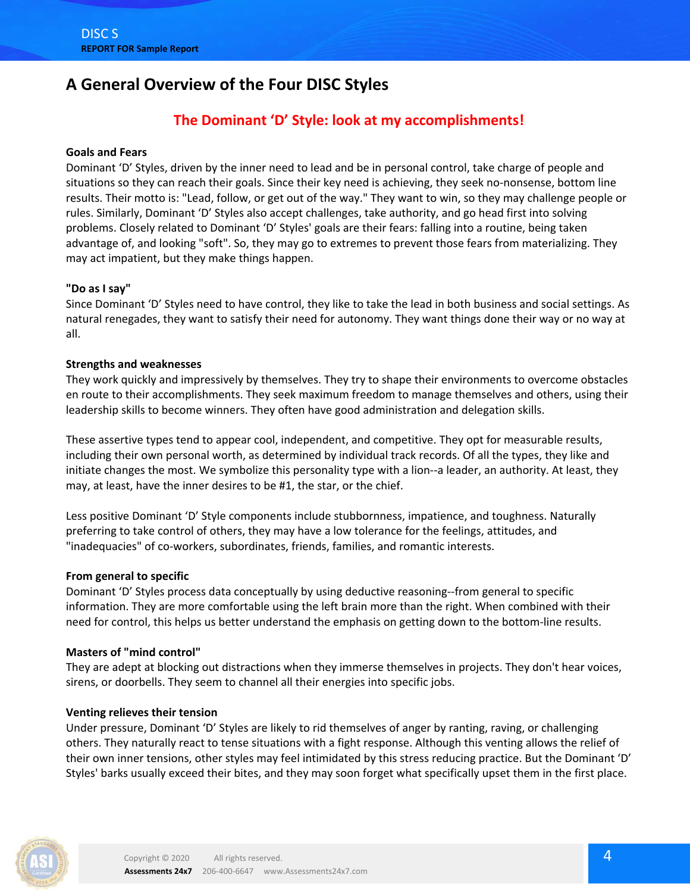## A General Overview of the Four DISC Styles

### The Dominant ‘D’ Style: look at my accomplishments!

**Goals and Fears**

Dominant ‘D’ Styles, driven by the inner need to lead and be in personal control, take charge of people and situations so they can reach their goals. Since their key need is achieving, they seek no-nonsense, bottom line results. Their motto is: "Lead, follow, or get out of the way." They want to win, so they may challenge people or rules. Similarly, Dominant ‘D’ Styles also accept challenges, take authority, and go head first into solving problems. Closely related to Dominant ‘D’ Styles' goals are their fears: falling into a routine, being taken advantage of, and looking "soft". So, they may go to extremes to prevent those fears from materializing. They may act impatient, but they make things happen.

**"Do as I say"**

Since Dominant ‘D’ Styles need to have control, they like to take the lead in both business and social settings. As natural renegades, they want to satisfy their need for autonomy. They want things done their way or no way at all.

**Strengths and weaknesses**

They work quickly and impressively by themselves. They try to shape their environments to overcome obstacles en route to their accomplishments. They seek maximum freedom to manage themselves and others, using their leadership skills to become winners. They often have good administration and delegation skills.

These assertive types tend to appear cool, independent, and competitive. They opt for measurable results, including their own personal worth, as determined by individual track records. Of all the types, they like and initiate changes the most. We symbolize this personality type with a lion--a leader, an authority. At least, they may, at least, have the inner desires to be #1, the star, or the chief.

Less positive Dominant ‘D’ Style components include stubbornness, impatience, and toughness. Naturally preferring to take control of others, they may have a low tolerance for the feelings, attitudes, and "inadequacies" of co-workers, subordinates, friends, families, and romantic interests.

**From general to specific**

Dominant ‘D’ Styles process data conceptually by using deductive reasoning--from general to specific information. They are more comfortable using the left brain more than the right. When combined with their need for control, this helps us better understand the emphasis on getting down to the bottom-line results.

**Masters of "mind control"**

They are adept at blocking out distractions when they immerse themselves in projects. They don't hear voices, sirens, or doorbells. They seem to channel all their energies into specific jobs.

**Venting relieves their tension**

Under pressure, Dominant ‘D’ Styles are likely to rid themselves of anger by ranting, raving, or challenging others. They naturally react to tense situations with a fight response. Although this venting allows the relief of their own inner tensions, other styles may feel intimidated by this stress reducing practice. But the Dominant ‘D’ Styles' barks usually exceed their bites, and they may soon forget what specifically upset them in the first place.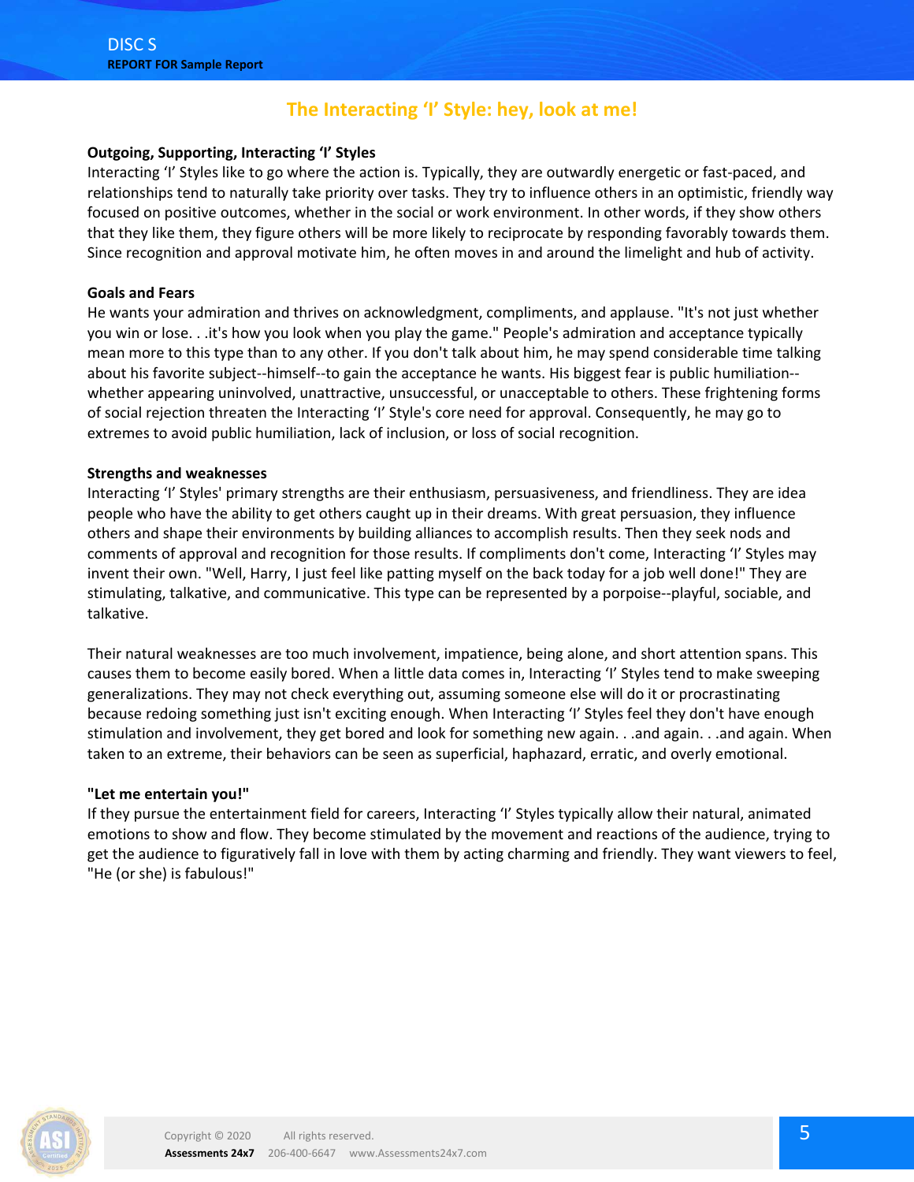## The Interacting ‘I’ Style: hey, look at me!

**Outgoing, Supporting, Interacting ‘I’ Styles**

Interacting ‘I’ Styles like to go where the action is. Typically, they are outwardly energetic or fast-paced, and relationships tend to naturally take priority over tasks. They try to influence others in an optimistic, friendly way focused on positive outcomes, whether in the social or work environment. In other words, if they show others that they like them, they figure others will be more likely to reciprocate by responding favorably towards them. Since recognition and approval motivate him, he often moves in and around the limelight and hub of activity.

**Goals and Fears**

He wants your admiration and thrives on acknowledgment, compliments, and applause. "It's not just whether you win or lose. . .it's how you look when you play the game." People's admiration and acceptance typically mean more to this type than to any other. If you don't talk about him, he may spend considerable time talking about his favorite subject--himself--to gain the acceptance he wants. His biggest fear is public humiliation--whether appearing uninvolved, unattractive, unsuccessful, or unacceptable to others. These frightening forms of social rejection threaten the Interacting ‘I’ Style's core need for approval. Consequently, he may go to extremes to avoid public humiliation, lack of inclusion, or loss of social recognition.

**Strengths and weaknesses**

Interacting ‘I’ Styles' primary strengths are their enthusiasm, persuasiveness, and friendliness. They are idea people who have the ability to get others caught up in their dreams. With great persuasion, they influence others and shape their environments by building alliances to accomplish results. Then they seek nods and comments of approval and recognition for those results. If compliments don't come, Interacting ‘I’ Styles may invent their own. "Well, Harry, I just feel like patting myself on the back today for a job well done!" They are stimulating, talkative, and communicative. This type can be represented by a porpoise--playful, sociable, and talkative.

Their natural weaknesses are too much involvement, impatience, being alone, and short attention spans. This causes them to become easily bored. When a little data comes in, Interacting ‘I’ Styles tend to make sweeping generalizations. They may not check everything out, assuming someone else will do it or procrastinating because redoing something just isn't exciting enough. When Interacting ‘I’ Styles feel they don't have enough stimulation and involvement, they get bored and look for something new again. . .and again. . .and again. When taken to an extreme, their behaviors can be seen as superficial, haphazard, erratic, and overly emotional.

**"Let me entertain you!"**

If they pursue the entertainment field for careers, Interacting ‘I’ Styles typically allow their natural, animated emotions to show and flow. They become stimulated by the movement and reactions of the audience, trying to get the audience to figuratively fall in love with them by acting charming and friendly. They want viewers to feel, "He (or she) is fabulous!"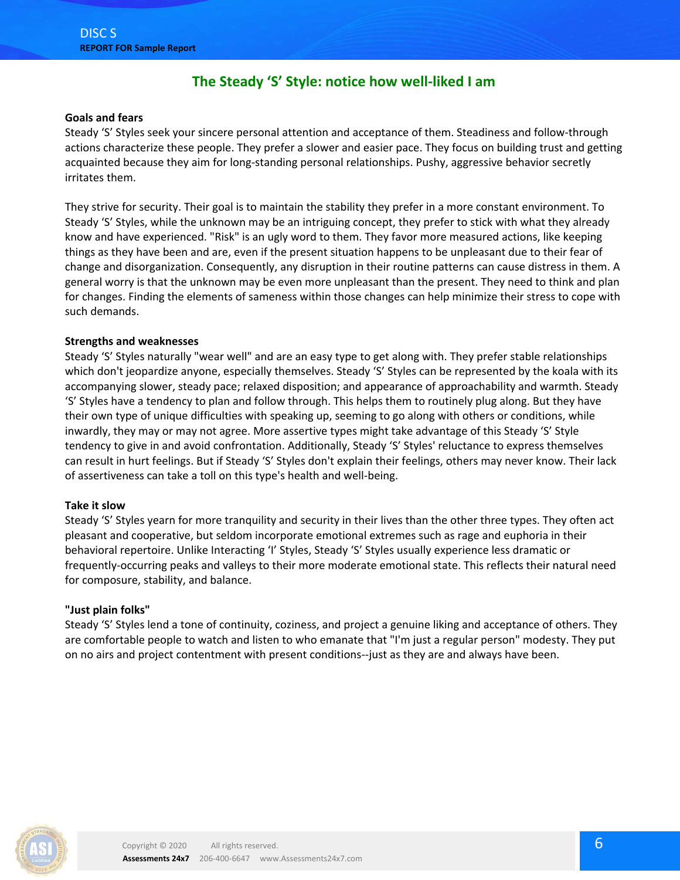## The Steady 'S' Style: notice how well-liked I am

**Goals and fears**

Steady 'S' Styles seek your sincere personal attention and acceptance of them. Steadiness and follow-through actions characterize these people. They prefer a slower and easier pace. They focus on building trust and getting acquainted because they aim for long-standing personal relationships. Pushy, aggressive behavior secretly irritates them.

They strive for security. Their goal is to maintain the stability they prefer in a more constant environment. To Steady 'S' Styles, while the unknown may be an intriguing concept, they prefer to stick with what they already know and have experienced. "Risk" is an ugly word to them. They favor more measured actions, like keeping things as they have been and are, even if the present situation happens to be unpleasant due to their fear of change and disorganization. Consequently, any disruption in their routine patterns can cause distress in them. A general worry is that the unknown may be even more unpleasant than the present. They need to think and plan for changes. Finding the elements of sameness within those changes can help minimize their stress to cope with such demands.

**Strengths and weaknesses**

Steady 'S' Styles naturally "wear well" and are an easy type to get along with. They prefer stable relationships which don't jeopardize anyone, especially themselves. Steady 'S' Styles can be represented by the koala with its accompanying slower, steady pace; relaxed disposition; and appearance of approachability and warmth. Steady 'S' Styles have a tendency to plan and follow through. This helps them to routinely plug along. But they have their own type of unique difficulties with speaking up, seeming to go along with others or conditions, while inwardly, they may or may not agree. More assertive types might take advantage of this Steady 'S' Style tendency to give in and avoid confrontation. Additionally, Steady 'S' Styles' reluctance to express themselves can result in hurt feelings. But if Steady 'S' Styles don't explain their feelings, others may never know. Their lack of assertiveness can take a toll on this type's health and well-being.

**Take it slow**

Steady 'S' Styles yearn for more tranquility and security in their lives than the other three types. They often act pleasant and cooperative, but seldom incorporate emotional extremes such as rage and euphoria in their behavioral repertoire. Unlike Interacting 'I' Styles, Steady 'S' Styles usually experience less dramatic or frequently-occurring peaks and valleys to their more moderate emotional state. This reflects their natural need for composure, stability, and balance.

**"Just plain folks"**

Steady 'S' Styles lend a tone of continuity, coziness, and project a genuine liking and acceptance of others. They are comfortable people to watch and listen to who emanate that "I'm just a regular person" modesty. They put on no airs and project contentment with present conditions--just as they are and always have been.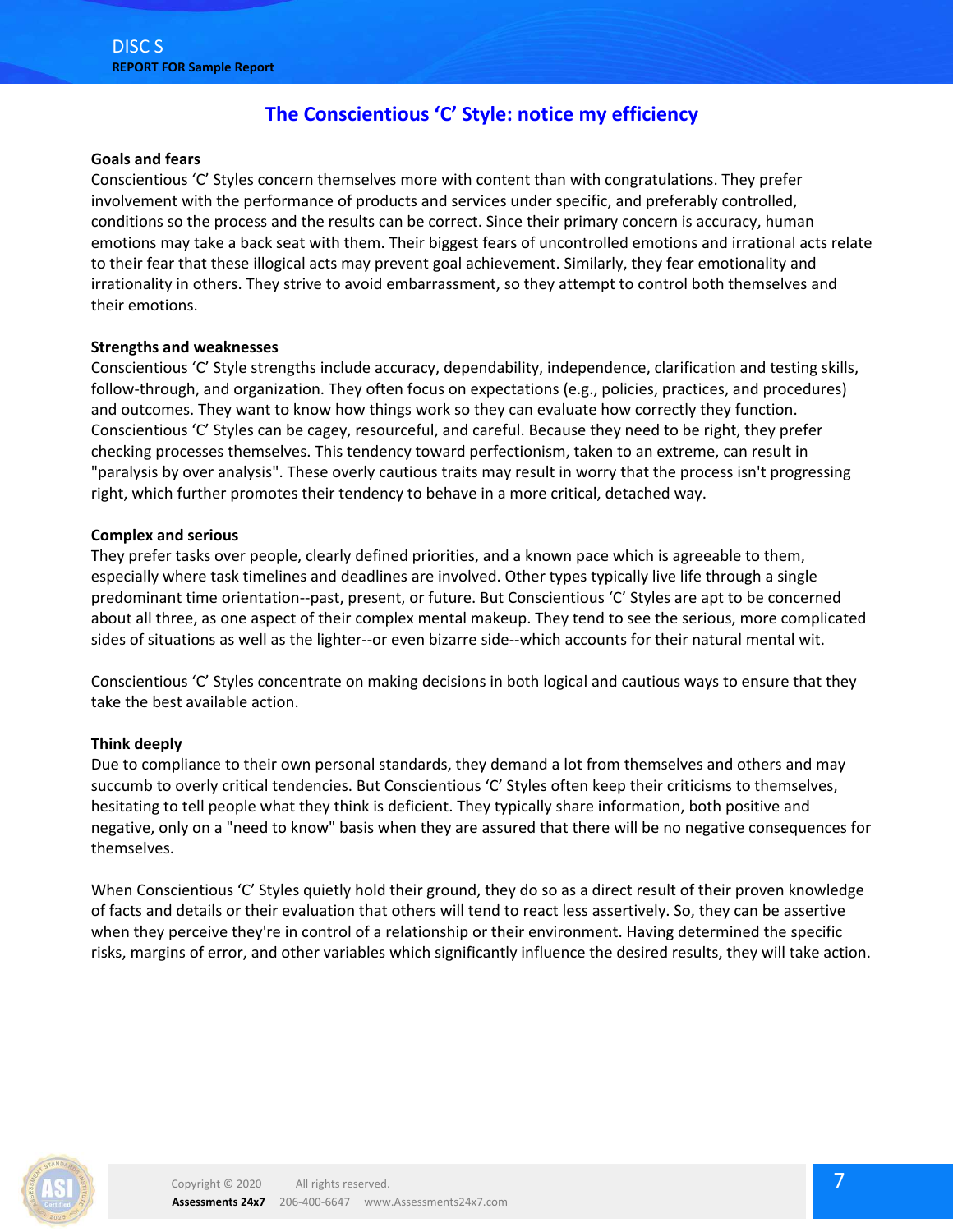## The Conscientious 'C' Style: notice my efficiency

**Goals and fears**

Conscientious 'C' Styles concern themselves more with content than with congratulations. They prefer involvement with the performance of products and services under specific, and preferably controlled, conditions so the process and the results can be correct. Since their primary concern is accuracy, human emotions may take a back seat with them. Their biggest fears of uncontrolled emotions and irrational acts relate to their fear that these illogical acts may prevent goal achievement. Similarly, they fear emotionality and irrationality in others. They strive to avoid embarrassment, so they attempt to control both themselves and their emotions.

**Strengths and weaknesses**

Conscientious 'C' Style strengths include accuracy, dependability, independence, clarification and testing skills, follow-through, and organization. They often focus on expectations (e.g., policies, practices, and procedures) and outcomes. They want to know how things work so they can evaluate how correctly they function. Conscientious 'C' Styles can be cagey, resourceful, and careful. Because they need to be right, they prefer checking processes themselves. This tendency toward perfectionism, taken to an extreme, can result in "paralysis by over analysis". These overly cautious traits may result in worry that the process isn't progressing right, which further promotes their tendency to behave in a more critical, detached way.

**Complex and serious**

They prefer tasks over people, clearly defined priorities, and a known pace which is agreeable to them, especially where task timelines and deadlines are involved. Other types typically live life through a single predominant time orientation--past, present, or future. But Conscientious 'C' Styles are apt to be concerned about all three, as one aspect of their complex mental makeup. They tend to see the serious, more complicated sides of situations as well as the lighter--or even bizarre side--which accounts for their natural mental wit.

Conscientious 'C' Styles concentrate on making decisions in both logical and cautious ways to ensure that they take the best available action.

**Think deeply**

Due to compliance to their own personal standards, they demand a lot from themselves and others and may succumb to overly critical tendencies. But Conscientious 'C' Styles often keep their criticisms to themselves, hesitating to tell people what they think is deficient. They typically share information, both positive and negative, only on a "need to know" basis when they are assured that there will be no negative consequences for themselves.

When Conscientious 'C' Styles quietly hold their ground, they do so as a direct result of their proven knowledge of facts and details or their evaluation that others will tend to react less assertively. So, they can be assertive when they perceive they're in control of a relationship or their environment. Having determined the specific risks, margins of error, and other variables which significantly influence the desired results, they will take action.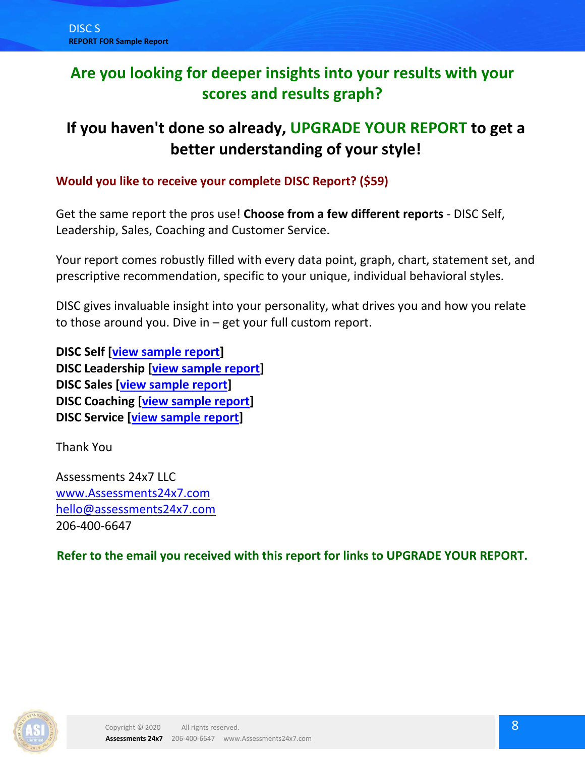## Are you looking for deeper insights into your results with your scores and results graph?

## If you haven't done so already, UPGRADE YOUR REPORT to get a better understanding of your style!

**Would you like to receive your complete DISC Report? ($59)**

Get the same report the pros use! **Choose from a few different reports** - DISC Self, Leadership, Sales, Coaching and Customer Service.

Your report comes robustly filled with every data point, graph, chart, statement set, and prescriptive recommendation, specific to your unique, individual behavioral styles.

DISC gives invaluable insight into your personality, what drives you and how you relate to those around you. Dive in – get your full custom report.

**DISC Self [view sample report]**
**DISC Leadership [view sample report]**
**DISC Sales [view sample report]**
**DISC Coaching [view sample report]**
**DISC Service [view sample report]**

Thank You

Assessments 24x7 LLC
www.Assessments24x7.com
hello@assessments24x7.com
206-400-6647

**Refer to the email you received with this report for links to UPGRADE YOUR REPORT.**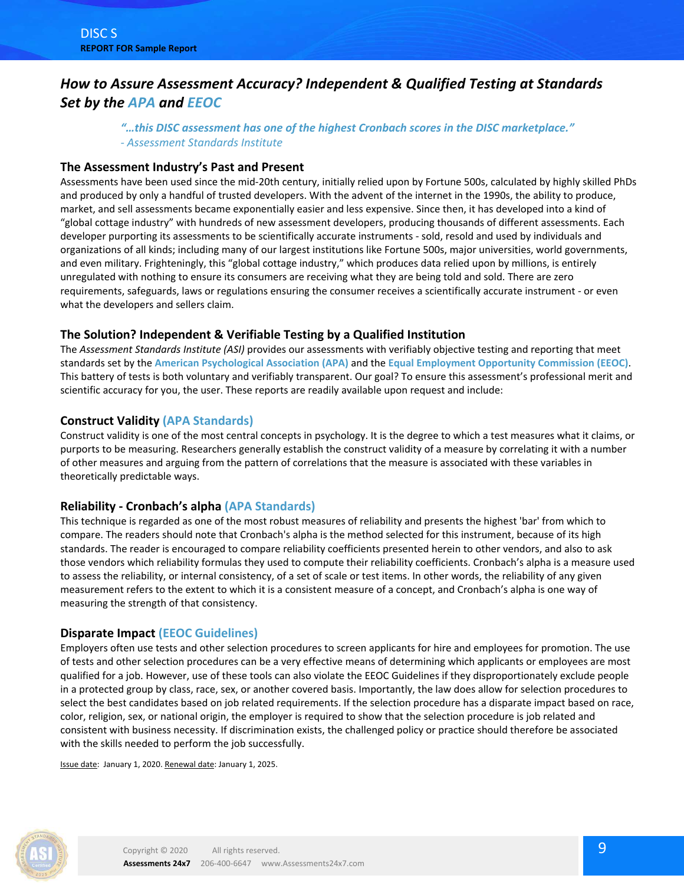## *How to Assure Assessment Accuracy? Independent & Qualified Testing at Standards Set by the APA and EEOC*

> ***"…this DISC assessment has one of the highest Cronbach scores in the DISC marketplace."***
> *- Assessment Standards Institute*

### The Assessment Industry's Past and Present

Assessments have been used since the mid-20th century, initially relied upon by Fortune 500s, calculated by highly skilled PhDs and produced by only a handful of trusted developers. With the advent of the internet in the 1990s, the ability to produce, market, and sell assessments became exponentially easier and less expensive. Since then, it has developed into a kind of "global cottage industry" with hundreds of new assessment developers, producing thousands of different assessments. Each developer purporting its assessments to be scientifically accurate instruments - sold, resold and used by individuals and organizations of all kinds; including many of our largest institutions like Fortune 500s, major universities, world governments, and even military. Frighteningly, this "global cottage industry," which produces data relied upon by millions, is entirely unregulated with nothing to ensure its consumers are receiving what they are being told and sold. There are zero requirements, safeguards, laws or regulations ensuring the consumer receives a scientifically accurate instrument - or even what the developers and sellers claim.

### The Solution? Independent & Verifiable Testing by a Qualified Institution

The *Assessment Standards Institute (ASI)* provides our assessments with verifiably objective testing and reporting that meet standards set by the **American Psychological Association (APA)** and the **Equal Employment Opportunity Commission (EEOC)**. This battery of tests is both voluntary and verifiably transparent. Our goal? To ensure this assessment's professional merit and scientific accuracy for you, the user. These reports are readily available upon request and include:

### Construct Validity (APA Standards)

Construct validity is one of the most central concepts in psychology. It is the degree to which a test measures what it claims, or purports to be measuring. Researchers generally establish the construct validity of a measure by correlating it with a number of other measures and arguing from the pattern of correlations that the measure is associated with these variables in theoretically predictable ways.

### Reliability - Cronbach's alpha (APA Standards)

This technique is regarded as one of the most robust measures of reliability and presents the highest 'bar' from which to compare. The readers should note that Cronbach's alpha is the method selected for this instrument, because of its high standards. The reader is encouraged to compare reliability coefficients presented herein to other vendors, and also to ask those vendors which reliability formulas they used to compute their reliability coefficients. Cronbach's alpha is a measure used to assess the reliability, or internal consistency, of a set of scale or test items. In other words, the reliability of any given measurement refers to the extent to which it is a consistent measure of a concept, and Cronbach's alpha is one way of measuring the strength of that consistency.

### Disparate Impact (EEOC Guidelines)

Employers often use tests and other selection procedures to screen applicants for hire and employees for promotion. The use of tests and other selection procedures can be a very effective means of determining which applicants or employees are most qualified for a job. However, use of these tools can also violate the EEOC Guidelines if they disproportionately exclude people in a protected group by class, race, sex, or another covered basis. Importantly, the law does allow for selection procedures to select the best candidates based on job related requirements. If the selection procedure has a disparate impact based on race, color, religion, sex, or national origin, the employer is required to show that the selection procedure is job related and consistent with business necessity. If discrimination exists, the challenged policy or practice should therefore be associated with the skills needed to perform the job successfully.

Issue date: January 1, 2020. Renewal date: January 1, 2025.